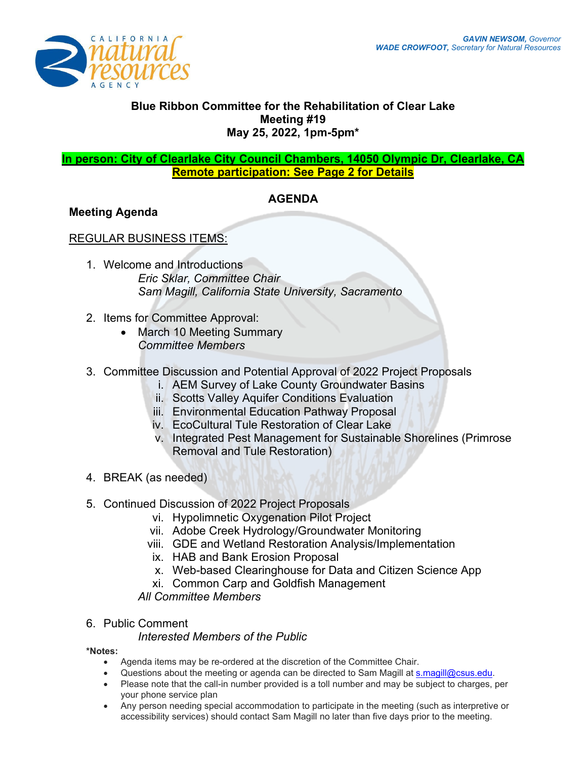GAVIN NEWSOM, *Governor*
WADE CROWFOOT, *Secretary for Natural Resources*

# Blue Ribbon Committee for the Rehabilitation of Clear Lake
## Meeting #19
## May 25, 2022, 1pm-5pm*

**In person: City of Clearlake City Council Chambers, 14050 Olympic Dr, Clearlake, CA**
**Remote participation: See Page 2 for Details**

## AGENDA

**Meeting Agenda**

REGULAR BUSINESS ITEMS:

1. Welcome and Introductions
   *Eric Sklar, Committee Chair*
   *Sam Magill, California State University, Sacramento*

2. Items for Committee Approval:
   - March 10 Meeting Summary
   *Committee Members*

3. Committee Discussion and Potential Approval of 2022 Project Proposals
   i. AEM Survey of Lake County Groundwater Basins
   ii. Scotts Valley Aquifer Conditions Evaluation
   iii. Environmental Education Pathway Proposal
   iv. EcoCultural Tule Restoration of Clear Lake
   v. Integrated Pest Management for Sustainable Shorelines (Primrose Removal and Tule Restoration)

4. BREAK (as needed)

5. Continued Discussion of 2022 Project Proposals
   vi. Hypolimnetic Oxygenation Pilot Project
   vii. Adobe Creek Hydrology/Groundwater Monitoring
   viii. GDE and Wetland Restoration Analysis/Implementation
   ix. HAB and Bank Erosion Proposal
   x. Web-based Clearinghouse for Data and Citizen Science App
   xi. Common Carp and Goldfish Management
   *All Committee Members*

6. Public Comment
   *Interested Members of the Public*

**\*Notes:**

- Agenda items may be re-ordered at the discretion of the Committee Chair.
- Questions about the meeting or agenda can be directed to Sam Magill at s.magill@csus.edu.
- Please note that the call-in number provided is a toll number and may be subject to charges, per your phone service plan
- Any person needing special accommodation to participate in the meeting (such as interpretive or accessibility services) should contact Sam Magill no later than five days prior to the meeting.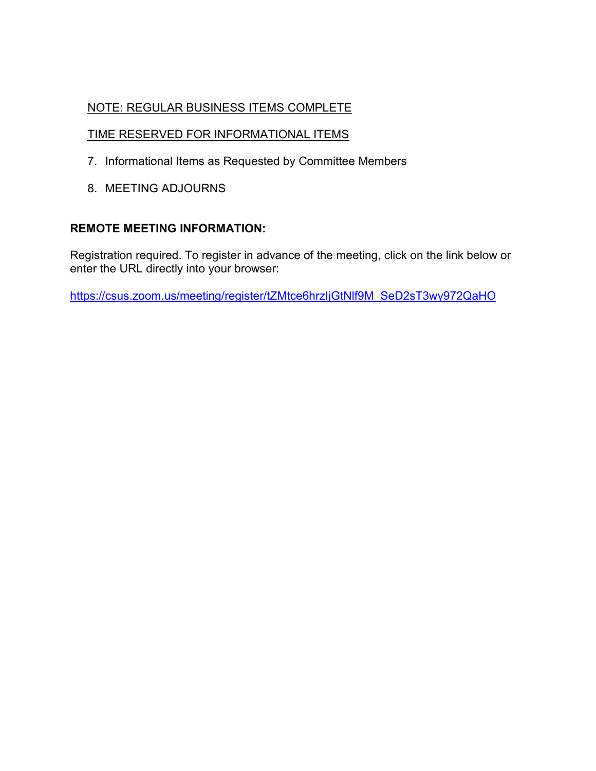NOTE: REGULAR BUSINESS ITEMS COMPLETE

TIME RESERVED FOR INFORMATIONAL ITEMS

7. Informational Items as Requested by Committee Members

8. MEETING ADJOURNS

**REMOTE MEETING INFORMATION:**

Registration required. To register in advance of the meeting, click on the link below or enter the URL directly into your browser:

https://csus.zoom.us/meeting/register/tZMtce6hrzIjGtNlf9M_SeD2sT3wy972QaHO